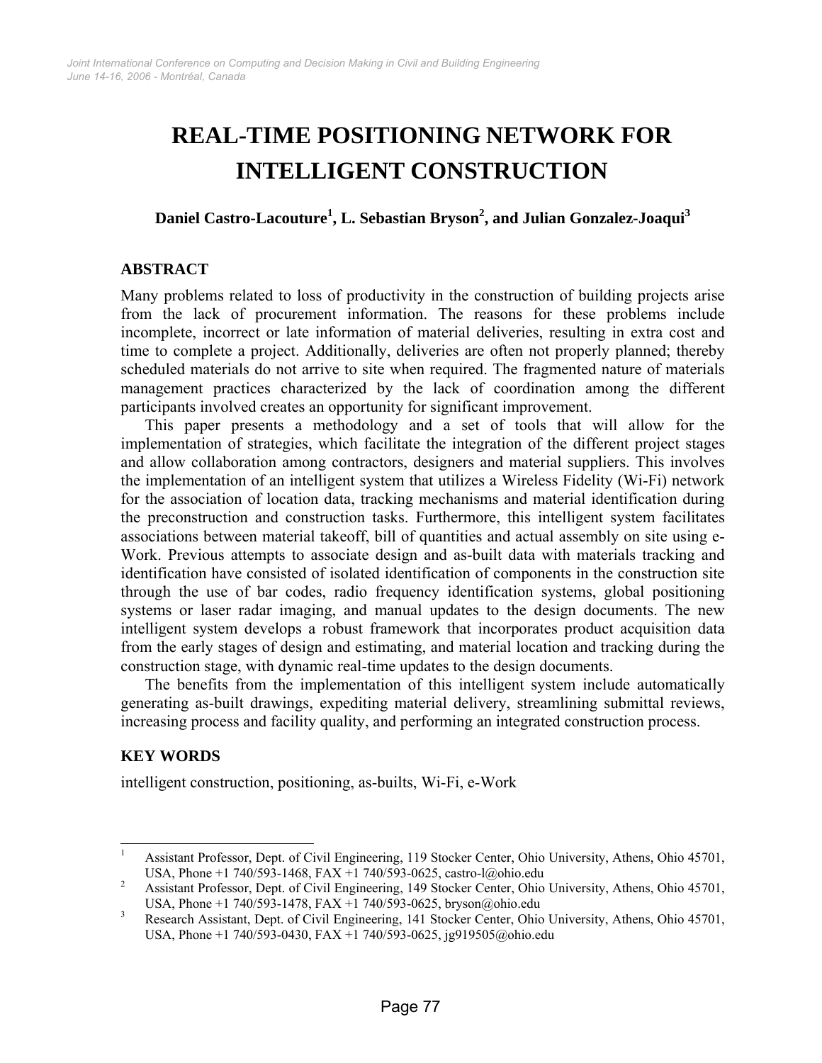# REAL-TIME POSITIONING NETWORK FOR INTELLIGENT CONSTRUCTION

**Daniel Castro-Lacouture[1], L. Sebastian Bryson[2], and Julian Gonzalez-Joaqui[3]**

## ABSTRACT

Many problems related to loss of productivity in the construction of building projects arise from the lack of procurement information. The reasons for these problems include incomplete, incorrect or late information of material deliveries, resulting in extra cost and time to complete a project. Additionally, deliveries are often not properly planned; thereby scheduled materials do not arrive to site when required. The fragmented nature of materials management practices characterized by the lack of coordination among the different participants involved creates an opportunity for significant improvement.

This paper presents a methodology and a set of tools that will allow for the implementation of strategies, which facilitate the integration of the different project stages and allow collaboration among contractors, designers and material suppliers. This involves the implementation of an intelligent system that utilizes a Wireless Fidelity (Wi-Fi) network for the association of location data, tracking mechanisms and material identification during the preconstruction and construction tasks. Furthermore, this intelligent system facilitates associations between material takeoff, bill of quantities and actual assembly on site using e-Work. Previous attempts to associate design and as-built data with materials tracking and identification have consisted of isolated identification of components in the construction site through the use of bar codes, radio frequency identification systems, global positioning systems or laser radar imaging, and manual updates to the design documents. The new intelligent system develops a robust framework that incorporates product acquisition data from the early stages of design and estimating, and material location and tracking during the construction stage, with dynamic real-time updates to the design documents.

The benefits from the implementation of this intelligent system include automatically generating as-built drawings, expediting material delivery, streamlining submittal reviews, increasing process and facility quality, and performing an integrated construction process.

## KEY WORDS

intelligent construction, positioning, as-builts, Wi-Fi, e-Work

---

[1] Assistant Professor, Dept. of Civil Engineering, 119 Stocker Center, Ohio University, Athens, Ohio 45701, USA, Phone +1 740/593-1468, FAX +1 740/593-0625, castro-l@ohio.edu

[2] Assistant Professor, Dept. of Civil Engineering, 149 Stocker Center, Ohio University, Athens, Ohio 45701, USA, Phone +1 740/593-1478, FAX +1 740/593-0625, bryson@ohio.edu

[3] Research Assistant, Dept. of Civil Engineering, 141 Stocker Center, Ohio University, Athens, Ohio 45701, USA, Phone +1 740/593-0430, FAX +1 740/593-0625, jg919505@ohio.edu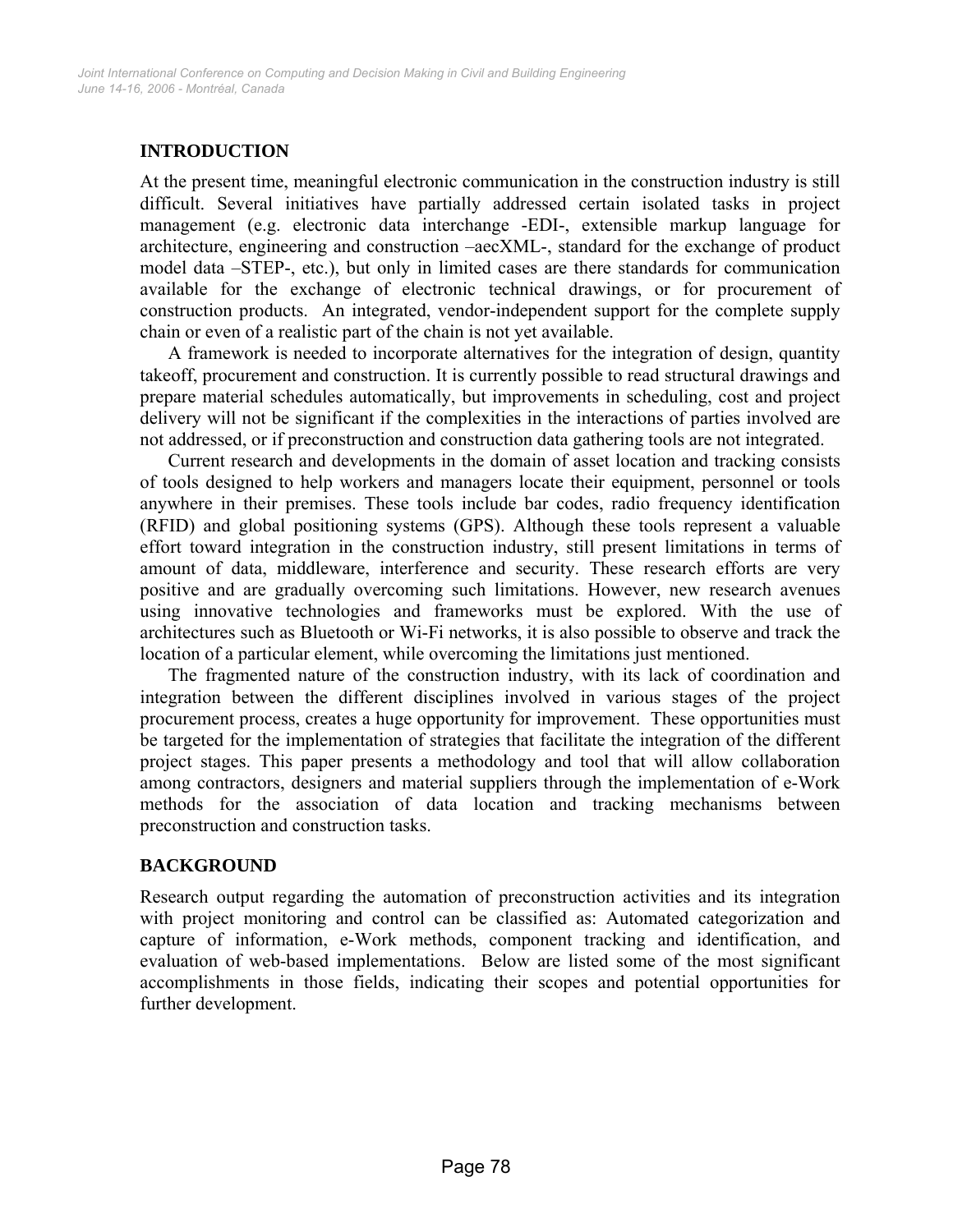## INTRODUCTION

At the present time, meaningful electronic communication in the construction industry is still difficult. Several initiatives have partially addressed certain isolated tasks in project management (e.g. electronic data interchange -EDI-, extensible markup language for architecture, engineering and construction –aecXML-, standard for the exchange of product model data –STEP-, etc.), but only in limited cases are there standards for communication available for the exchange of electronic technical drawings, or for procurement of construction products. An integrated, vendor-independent support for the complete supply chain or even of a realistic part of the chain is not yet available.

A framework is needed to incorporate alternatives for the integration of design, quantity takeoff, procurement and construction. It is currently possible to read structural drawings and prepare material schedules automatically, but improvements in scheduling, cost and project delivery will not be significant if the complexities in the interactions of parties involved are not addressed, or if preconstruction and construction data gathering tools are not integrated.

Current research and developments in the domain of asset location and tracking consists of tools designed to help workers and managers locate their equipment, personnel or tools anywhere in their premises. These tools include bar codes, radio frequency identification (RFID) and global positioning systems (GPS). Although these tools represent a valuable effort toward integration in the construction industry, still present limitations in terms of amount of data, middleware, interference and security. These research efforts are very positive and are gradually overcoming such limitations. However, new research avenues using innovative technologies and frameworks must be explored. With the use of architectures such as Bluetooth or Wi-Fi networks, it is also possible to observe and track the location of a particular element, while overcoming the limitations just mentioned.

The fragmented nature of the construction industry, with its lack of coordination and integration between the different disciplines involved in various stages of the project procurement process, creates a huge opportunity for improvement. These opportunities must be targeted for the implementation of strategies that facilitate the integration of the different project stages. This paper presents a methodology and tool that will allow collaboration among contractors, designers and material suppliers through the implementation of e-Work methods for the association of data location and tracking mechanisms between preconstruction and construction tasks.

## BACKGROUND

Research output regarding the automation of preconstruction activities and its integration with project monitoring and control can be classified as: Automated categorization and capture of information, e-Work methods, component tracking and identification, and evaluation of web-based implementations. Below are listed some of the most significant accomplishments in those fields, indicating their scopes and potential opportunities for further development.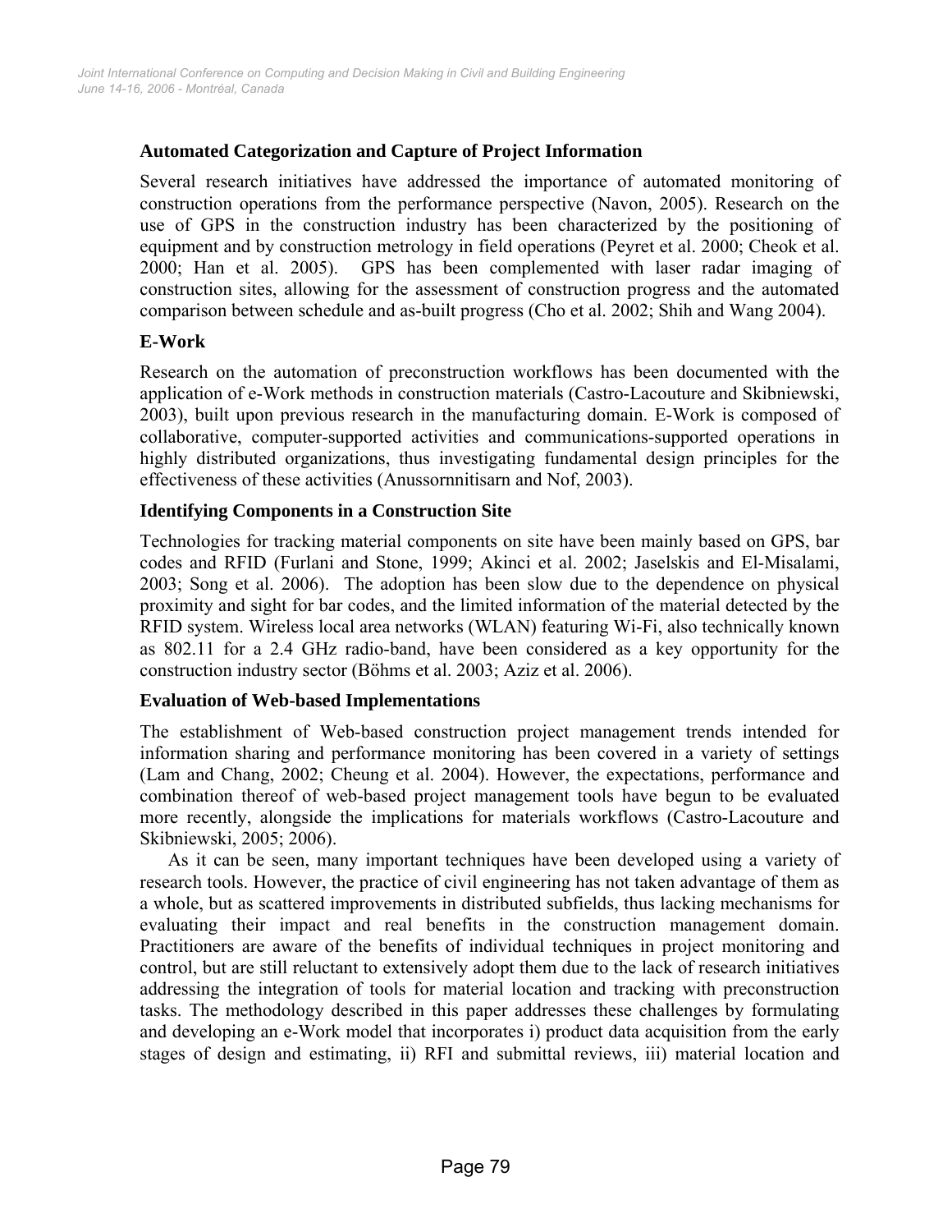### Automated Categorization and Capture of Project Information

Several research initiatives have addressed the importance of automated monitoring of construction operations from the performance perspective (Navon, 2005). Research on the use of GPS in the construction industry has been characterized by the positioning of equipment and by construction metrology in field operations (Peyret et al. 2000; Cheok et al. 2000; Han et al. 2005). GPS has been complemented with laser radar imaging of construction sites, allowing for the assessment of construction progress and the automated comparison between schedule and as-built progress (Cho et al. 2002; Shih and Wang 2004).

### E-Work

Research on the automation of preconstruction workflows has been documented with the application of e-Work methods in construction materials (Castro-Lacouture and Skibniewski, 2003), built upon previous research in the manufacturing domain. E-Work is composed of collaborative, computer-supported activities and communications-supported operations in highly distributed organizations, thus investigating fundamental design principles for the effectiveness of these activities (Anussornnitisarn and Nof, 2003).

### Identifying Components in a Construction Site

Technologies for tracking material components on site have been mainly based on GPS, bar codes and RFID (Furlani and Stone, 1999; Akinci et al. 2002; Jaselskis and El-Misalami, 2003; Song et al. 2006). The adoption has been slow due to the dependence on physical proximity and sight for bar codes, and the limited information of the material detected by the RFID system. Wireless local area networks (WLAN) featuring Wi-Fi, also technically known as 802.11 for a 2.4 GHz radio-band, have been considered as a key opportunity for the construction industry sector (Böhms et al. 2003; Aziz et al. 2006).

### Evaluation of Web-based Implementations

The establishment of Web-based construction project management trends intended for information sharing and performance monitoring has been covered in a variety of settings (Lam and Chang, 2002; Cheung et al. 2004). However, the expectations, performance and combination thereof of web-based project management tools have begun to be evaluated more recently, alongside the implications for materials workflows (Castro-Lacouture and Skibniewski, 2005; 2006).

As it can be seen, many important techniques have been developed using a variety of research tools. However, the practice of civil engineering has not taken advantage of them as a whole, but as scattered improvements in distributed subfields, thus lacking mechanisms for evaluating their impact and real benefits in the construction management domain. Practitioners are aware of the benefits of individual techniques in project monitoring and control, but are still reluctant to extensively adopt them due to the lack of research initiatives addressing the integration of tools for material location and tracking with preconstruction tasks. The methodology described in this paper addresses these challenges by formulating and developing an e-Work model that incorporates i) product data acquisition from the early stages of design and estimating, ii) RFI and submittal reviews, iii) material location and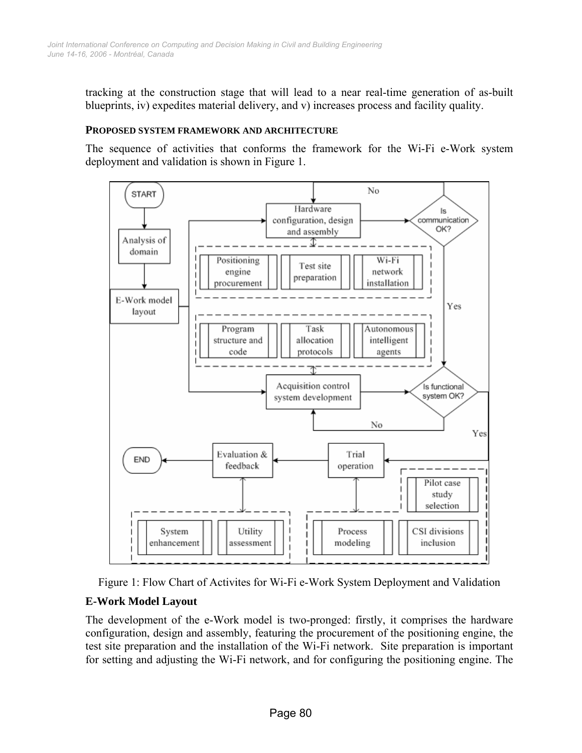tracking at the construction stage that will lead to a near real-time generation of as-built blueprints, iv) expedites material delivery, and v) increases process and facility quality.

#### PROPOSED SYSTEM FRAMEWORK AND ARCHITECTURE

The sequence of activities that conforms the framework for the Wi-Fi e-Work system deployment and validation is shown in Figure 1.

Figure 1: Flow Chart of Activites for Wi-Fi e-Work System Deployment and Validation

### E-Work Model Layout

The development of the e-Work model is two-pronged: firstly, it comprises the hardware configuration, design and assembly, featuring the procurement of the positioning engine, the test site preparation and the installation of the Wi-Fi network. Site preparation is important for setting and adjusting the Wi-Fi network, and for configuring the positioning engine. The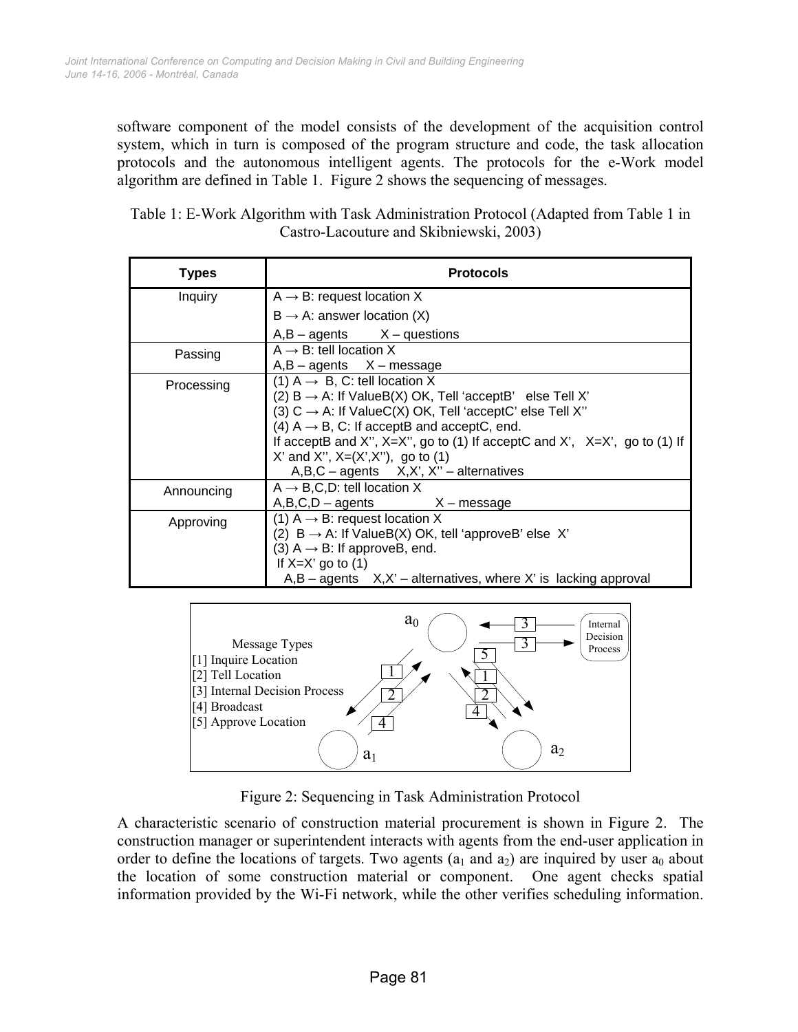software component of the model consists of the development of the acquisition control system, which in turn is composed of the program structure and code, the task allocation protocols and the autonomous intelligent agents. The protocols for the e-Work model algorithm are defined in Table 1. Figure 2 shows the sequencing of messages.

Table 1: E-Work Algorithm with Task Administration Protocol (Adapted from Table 1 in Castro-Lacouture and Skibniewski, 2003)

| Types | Protocols |
|---|---|
| Inquiry | A → B: request location X<br>B → A: answer location (X)<br>A,B – agents X – questions |
| Passing | A → B: tell location X<br>A,B – agents X – message |
| Processing | (1) A → B, C: tell location X<br>(2) B → A: If ValueB(X) OK, Tell 'acceptB' else Tell X'<br>(3) C → A: If ValueC(X) OK, Tell 'acceptC' else Tell X''<br>(4) A → B, C: If acceptB and acceptC, end.<br>If acceptB and X'', X=X'', go to (1) If acceptC and X', X=X', go to (1) If X' and X'', X=(X',X''), go to (1)<br>A,B,C – agents X,X', X'' – alternatives |
| Announcing | A → B,C,D: tell location X<br>A,B,C,D – agents X – message |
| Approving | (1) A → B: request location X<br>(2) B → A: If ValueB(X) OK, tell 'approveB' else X'<br>(3) A → B: If approveB, end.<br>If X=X' go to (1)<br>A,B – agents X,X' – alternatives, where X' is lacking approval |

Figure 2: Sequencing in Task Administration Protocol

A characteristic scenario of construction material procurement is shown in Figure 2. The construction manager or superintendent interacts with agents from the end-user application in order to define the locations of targets. Two agents ($a_1$ and $a_2$) are inquired by user $a_0$ about the location of some construction material or component. One agent checks spatial information provided by the Wi-Fi network, while the other verifies scheduling information.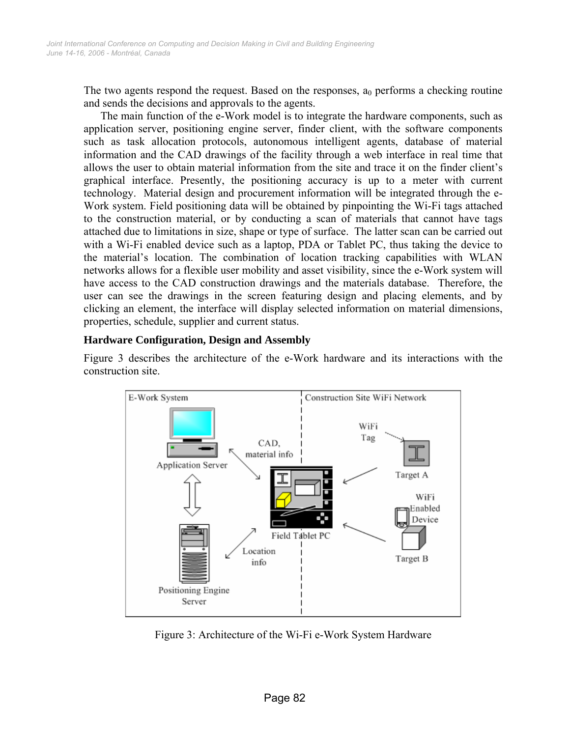The two agents respond the request. Based on the responses, $a_0$ performs a checking routine and sends the decisions and approvals to the agents.

The main function of the e-Work model is to integrate the hardware components, such as application server, positioning engine server, finder client, with the software components such as task allocation protocols, autonomous intelligent agents, database of material information and the CAD drawings of the facility through a web interface in real time that allows the user to obtain material information from the site and trace it on the finder client's graphical interface. Presently, the positioning accuracy is up to a meter with current technology. Material design and procurement information will be integrated through the e-Work system. Field positioning data will be obtained by pinpointing the Wi-Fi tags attached to the construction material, or by conducting a scan of materials that cannot have tags attached due to limitations in size, shape or type of surface. The latter scan can be carried out with a Wi-Fi enabled device such as a laptop, PDA or Tablet PC, thus taking the device to the material's location. The combination of location tracking capabilities with WLAN networks allows for a flexible user mobility and asset visibility, since the e-Work system will have access to the CAD construction drawings and the materials database. Therefore, the user can see the drawings in the screen featuring design and placing elements, and by clicking an element, the interface will display selected information on material dimensions, properties, schedule, supplier and current status.

**Hardware Configuration, Design and Assembly**

Figure 3 describes the architecture of the e-Work hardware and its interactions with the construction site.

Figure 3: Architecture of the Wi-Fi e-Work System Hardware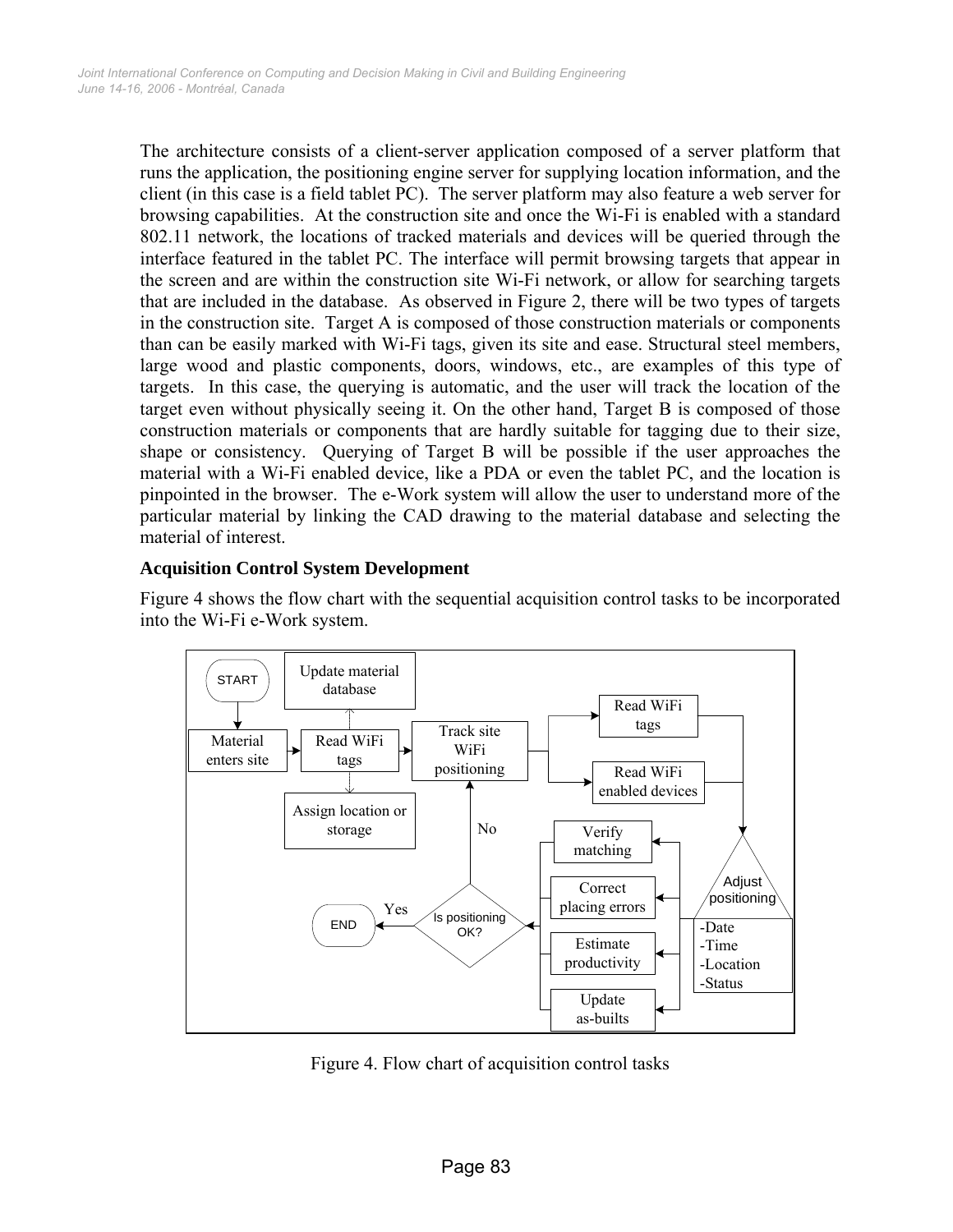The architecture consists of a client-server application composed of a server platform that runs the application, the positioning engine server for supplying location information, and the client (in this case is a field tablet PC). The server platform may also feature a web server for browsing capabilities. At the construction site and once the Wi-Fi is enabled with a standard 802.11 network, the locations of tracked materials and devices will be queried through the interface featured in the tablet PC. The interface will permit browsing targets that appear in the screen and are within the construction site Wi-Fi network, or allow for searching targets that are included in the database. As observed in Figure 2, there will be two types of targets in the construction site. Target A is composed of those construction materials or components than can be easily marked with Wi-Fi tags, given its site and ease. Structural steel members, large wood and plastic components, doors, windows, etc., are examples of this type of targets. In this case, the querying is automatic, and the user will track the location of the target even without physically seeing it. On the other hand, Target B is composed of those construction materials or components that are hardly suitable for tagging due to their size, shape or consistency. Querying of Target B will be possible if the user approaches the material with a Wi-Fi enabled device, like a PDA or even the tablet PC, and the location is pinpointed in the browser. The e-Work system will allow the user to understand more of the particular material by linking the CAD drawing to the material database and selecting the material of interest.

**Acquisition Control System Development**

Figure 4 shows the flow chart with the sequential acquisition control tasks to be incorporated into the Wi-Fi e-Work system.

START → Material enters site → Read WiFi tags (→ Update material database; → Assign location or storage) → Track site WiFi positioning → Read WiFi tags / Read WiFi enabled devices → Adjust positioning (-Date, -Time, -Location, -Status) → Verify matching / Correct placing errors / Estimate productivity / Update as-builts → Is positioning OK? — Yes → END; No → Track site WiFi positioning

Figure 4. Flow chart of acquisition control tasks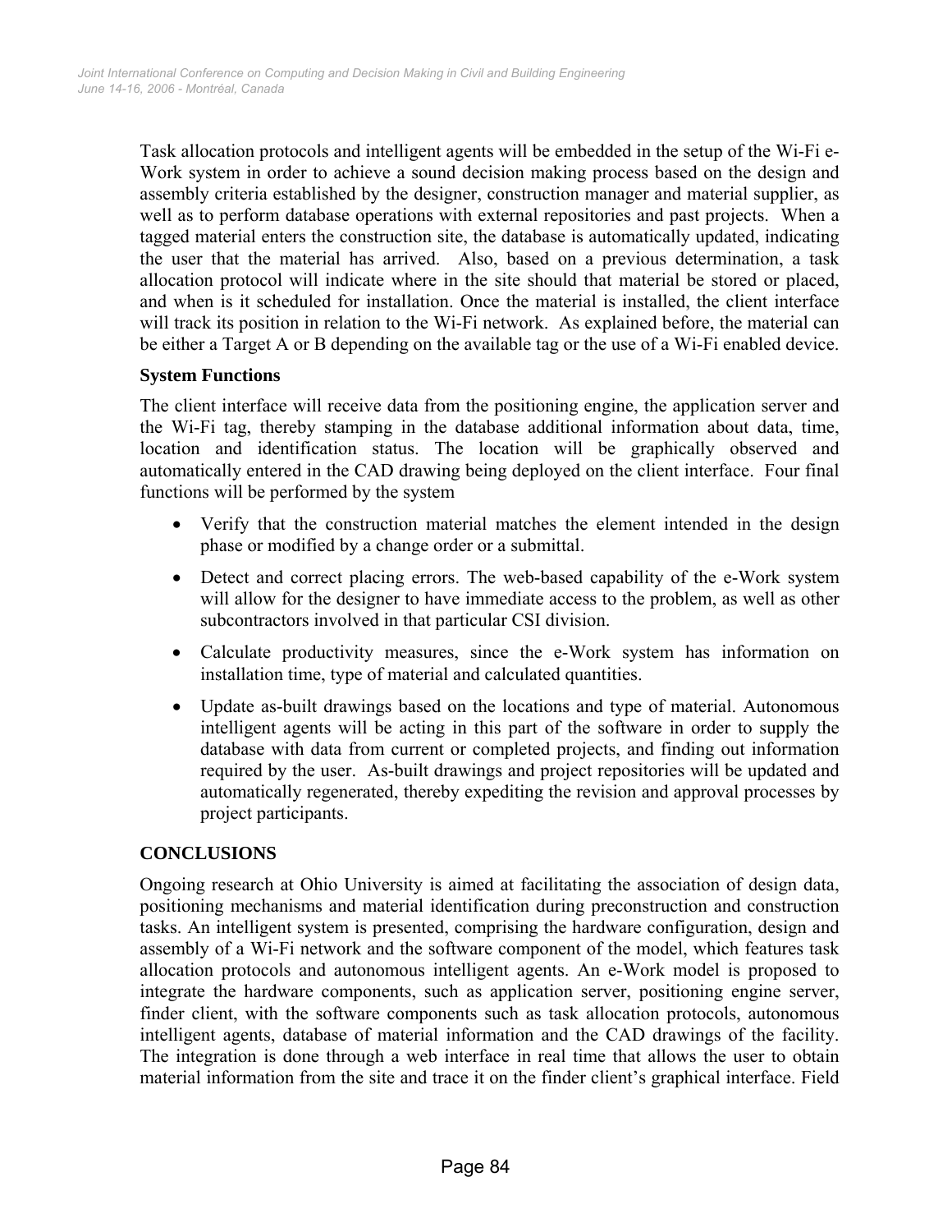Task allocation protocols and intelligent agents will be embedded in the setup of the Wi-Fi e-Work system in order to achieve a sound decision making process based on the design and assembly criteria established by the designer, construction manager and material supplier, as well as to perform database operations with external repositories and past projects. When a tagged material enters the construction site, the database is automatically updated, indicating the user that the material has arrived. Also, based on a previous determination, a task allocation protocol will indicate where in the site should that material be stored or placed, and when is it scheduled for installation. Once the material is installed, the client interface will track its position in relation to the Wi-Fi network. As explained before, the material can be either a Target A or B depending on the available tag or the use of a Wi-Fi enabled device.

### System Functions

The client interface will receive data from the positioning engine, the application server and the Wi-Fi tag, thereby stamping in the database additional information about data, time, location and identification status. The location will be graphically observed and automatically entered in the CAD drawing being deployed on the client interface. Four final functions will be performed by the system

- Verify that the construction material matches the element intended in the design phase or modified by a change order or a submittal.
- Detect and correct placing errors. The web-based capability of the e-Work system will allow for the designer to have immediate access to the problem, as well as other subcontractors involved in that particular CSI division.
- Calculate productivity measures, since the e-Work system has information on installation time, type of material and calculated quantities.
- Update as-built drawings based on the locations and type of material. Autonomous intelligent agents will be acting in this part of the software in order to supply the database with data from current or completed projects, and finding out information required by the user. As-built drawings and project repositories will be updated and automatically regenerated, thereby expediting the revision and approval processes by project participants.

## CONCLUSIONS

Ongoing research at Ohio University is aimed at facilitating the association of design data, positioning mechanisms and material identification during preconstruction and construction tasks. An intelligent system is presented, comprising the hardware configuration, design and assembly of a Wi-Fi network and the software component of the model, which features task allocation protocols and autonomous intelligent agents. An e-Work model is proposed to integrate the hardware components, such as application server, positioning engine server, finder client, with the software components such as task allocation protocols, autonomous intelligent agents, database of material information and the CAD drawings of the facility. The integration is done through a web interface in real time that allows the user to obtain material information from the site and trace it on the finder client's graphical interface. Field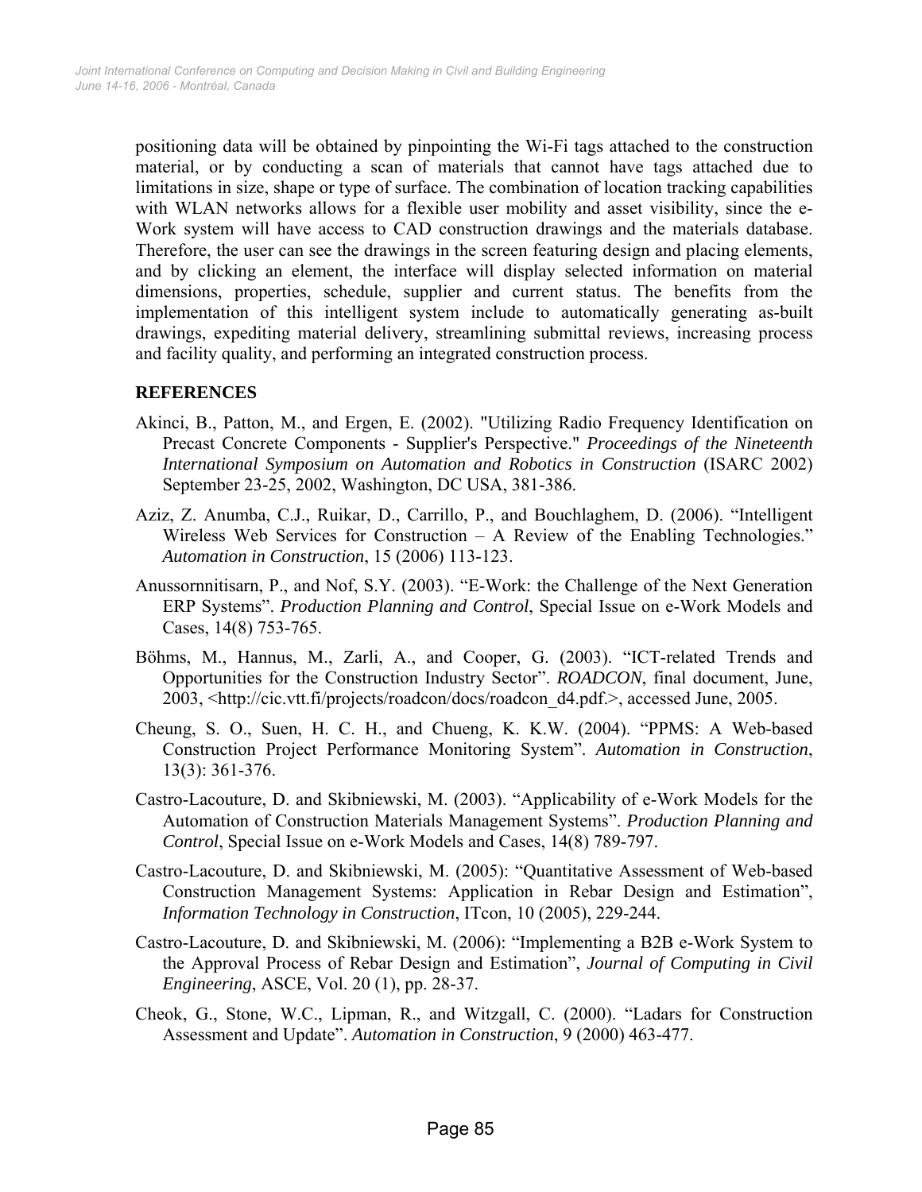positioning data will be obtained by pinpointing the Wi-Fi tags attached to the construction material, or by conducting a scan of materials that cannot have tags attached due to limitations in size, shape or type of surface. The combination of location tracking capabilities with WLAN networks allows for a flexible user mobility and asset visibility, since the e-Work system will have access to CAD construction drawings and the materials database. Therefore, the user can see the drawings in the screen featuring design and placing elements, and by clicking an element, the interface will display selected information on material dimensions, properties, schedule, supplier and current status. The benefits from the implementation of this intelligent system include to automatically generating as-built drawings, expediting material delivery, streamlining submittal reviews, increasing process and facility quality, and performing an integrated construction process.

## REFERENCES

Akinci, B., Patton, M., and Ergen, E. (2002). "Utilizing Radio Frequency Identification on Precast Concrete Components - Supplier's Perspective." *Proceedings of the Nineteenth International Symposium on Automation and Robotics in Construction* (ISARC 2002) September 23-25, 2002, Washington, DC USA, 381-386.

Aziz, Z. Anumba, C.J., Ruikar, D., Carrillo, P., and Bouchlaghem, D. (2006). "Intelligent Wireless Web Services for Construction – A Review of the Enabling Technologies." *Automation in Construction*, 15 (2006) 113-123.

Anussornnitisarn, P., and Nof, S.Y. (2003). "E-Work: the Challenge of the Next Generation ERP Systems". *Production Planning and Control*, Special Issue on e-Work Models and Cases, 14(8) 753-765.

Böhms, M., Hannus, M., Zarli, A., and Cooper, G. (2003). "ICT-related Trends and Opportunities for the Construction Industry Sector". *ROADCON*, final document, June, 2003, <http://cic.vtt.fi/projects/roadcon/docs/roadcon_d4.pdf.>, accessed June, 2005.

Cheung, S. O., Suen, H. C. H., and Chueng, K. K.W. (2004). "PPMS: A Web-based Construction Project Performance Monitoring System". *Automation in Construction*, 13(3): 361-376.

Castro-Lacouture, D. and Skibniewski, M. (2003). "Applicability of e-Work Models for the Automation of Construction Materials Management Systems". *Production Planning and Control*, Special Issue on e-Work Models and Cases, 14(8) 789-797.

Castro-Lacouture, D. and Skibniewski, M. (2005): "Quantitative Assessment of Web-based Construction Management Systems: Application in Rebar Design and Estimation", *Information Technology in Construction*, ITcon, 10 (2005), 229-244.

Castro-Lacouture, D. and Skibniewski, M. (2006): "Implementing a B2B e-Work System to the Approval Process of Rebar Design and Estimation", *Journal of Computing in Civil Engineering*, ASCE, Vol. 20 (1), pp. 28-37.

Cheok, G., Stone, W.C., Lipman, R., and Witzgall, C. (2000). "Ladars for Construction Assessment and Update". *Automation in Construction*, 9 (2000) 463-477.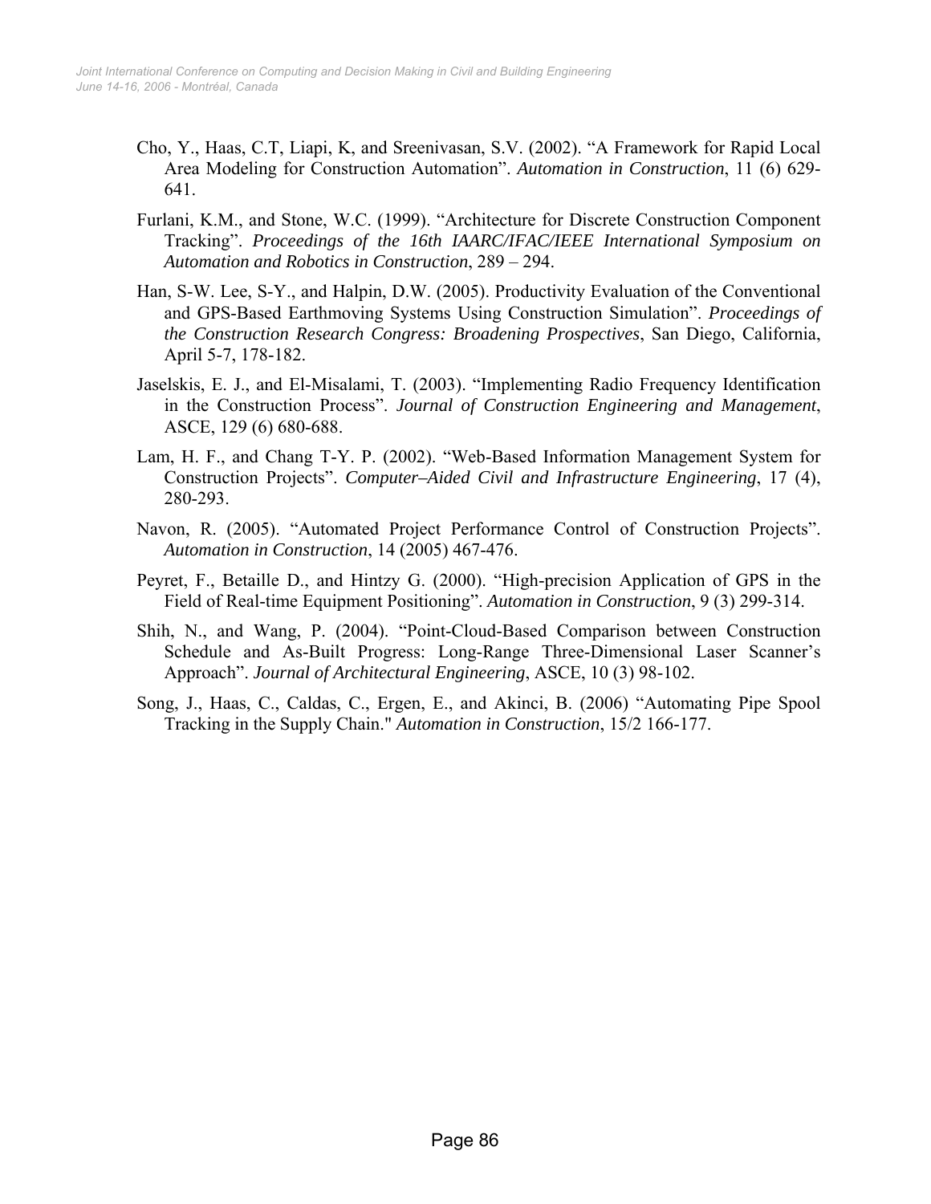Cho, Y., Haas, C.T, Liapi, K, and Sreenivasan, S.V. (2002). "A Framework for Rapid Local Area Modeling for Construction Automation". *Automation in Construction*, 11 (6) 629-641.

Furlani, K.M., and Stone, W.C. (1999). "Architecture for Discrete Construction Component Tracking". *Proceedings of the 16th IAARC/IFAC/IEEE International Symposium on Automation and Robotics in Construction*, 289 – 294.

Han, S-W. Lee, S-Y., and Halpin, D.W. (2005). Productivity Evaluation of the Conventional and GPS-Based Earthmoving Systems Using Construction Simulation". *Proceedings of the Construction Research Congress: Broadening Prospectives*, San Diego, California, April 5-7, 178-182.

Jaselskis, E. J., and El-Misalami, T. (2003). "Implementing Radio Frequency Identification in the Construction Process". *Journal of Construction Engineering and Management*, ASCE, 129 (6) 680-688.

Lam, H. F., and Chang T-Y. P. (2002). "Web-Based Information Management System for Construction Projects". *Computer–Aided Civil and Infrastructure Engineering*, 17 (4), 280-293.

Navon, R. (2005). "Automated Project Performance Control of Construction Projects". *Automation in Construction*, 14 (2005) 467-476.

Peyret, F., Betaille D., and Hintzy G. (2000). "High-precision Application of GPS in the Field of Real-time Equipment Positioning". *Automation in Construction*, 9 (3) 299-314.

Shih, N., and Wang, P. (2004). "Point-Cloud-Based Comparison between Construction Schedule and As-Built Progress: Long-Range Three-Dimensional Laser Scanner's Approach". *Journal of Architectural Engineering*, ASCE, 10 (3) 98-102.

Song, J., Haas, C., Caldas, C., Ergen, E., and Akinci, B. (2006) "Automating Pipe Spool Tracking in the Supply Chain." *Automation in Construction*, 15/2 166-177.